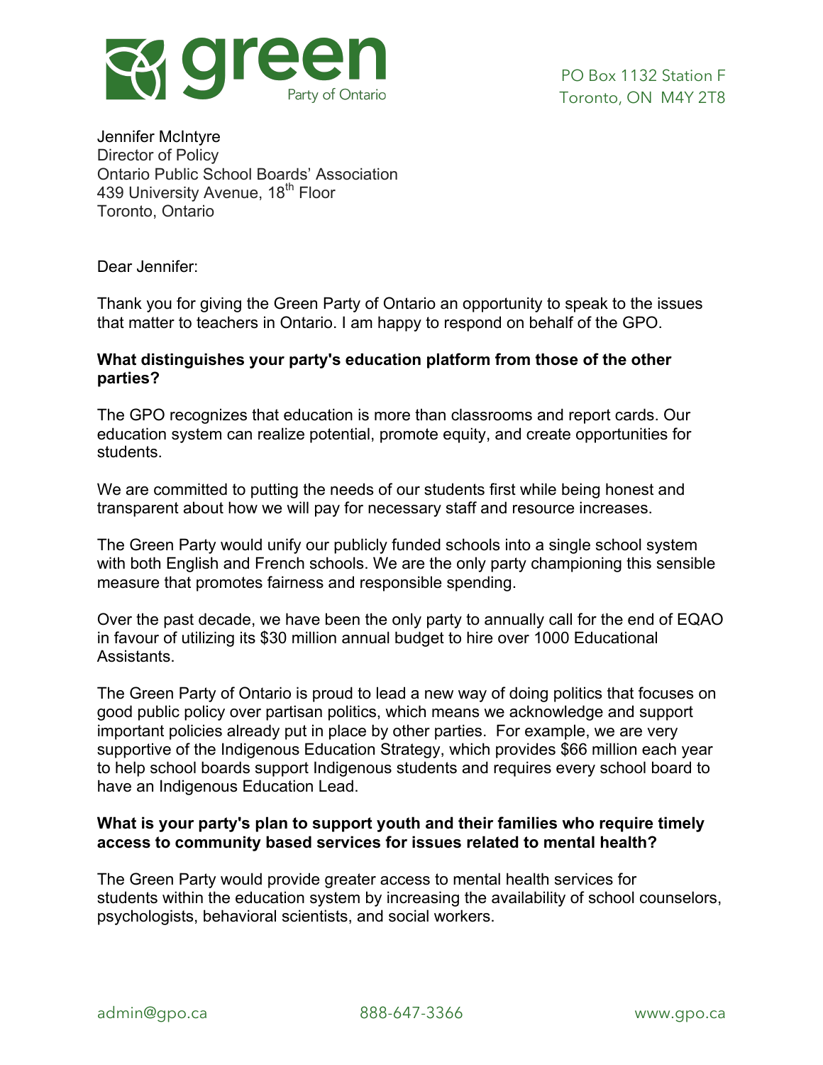**green**
Party of Ontario

PO Box 1132 Station F
Toronto, ON M4Y 2T8

Jennifer McIntyre
Director of Policy
Ontario Public School Boards' Association
439 University Avenue, 18th Floor
Toronto, Ontario

Dear Jennifer:

Thank you for giving the Green Party of Ontario an opportunity to speak to the issues that matter to teachers in Ontario. I am happy to respond on behalf of the GPO.

**What distinguishes your party's education platform from those of the other parties?**

The GPO recognizes that education is more than classrooms and report cards. Our education system can realize potential, promote equity, and create opportunities for students.

We are committed to putting the needs of our students first while being honest and transparent about how we will pay for necessary staff and resource increases.

The Green Party would unify our publicly funded schools into a single school system with both English and French schools. We are the only party championing this sensible measure that promotes fairness and responsible spending.

Over the past decade, we have been the only party to annually call for the end of EQAO in favour of utilizing its $30 million annual budget to hire over 1000 Educational Assistants.

The Green Party of Ontario is proud to lead a new way of doing politics that focuses on good public policy over partisan politics, which means we acknowledge and support important policies already put in place by other parties. For example, we are very supportive of the Indigenous Education Strategy, which provides $66 million each year to help school boards support Indigenous students and requires every school board to have an Indigenous Education Lead.

**What is your party's plan to support youth and their families who require timely access to community based services for issues related to mental health?**

The Green Party would provide greater access to mental health services for students within the education system by increasing the availability of school counselors, psychologists, behavioral scientists, and social workers.

admin@gpo.ca 888-647-3366 www.gpo.ca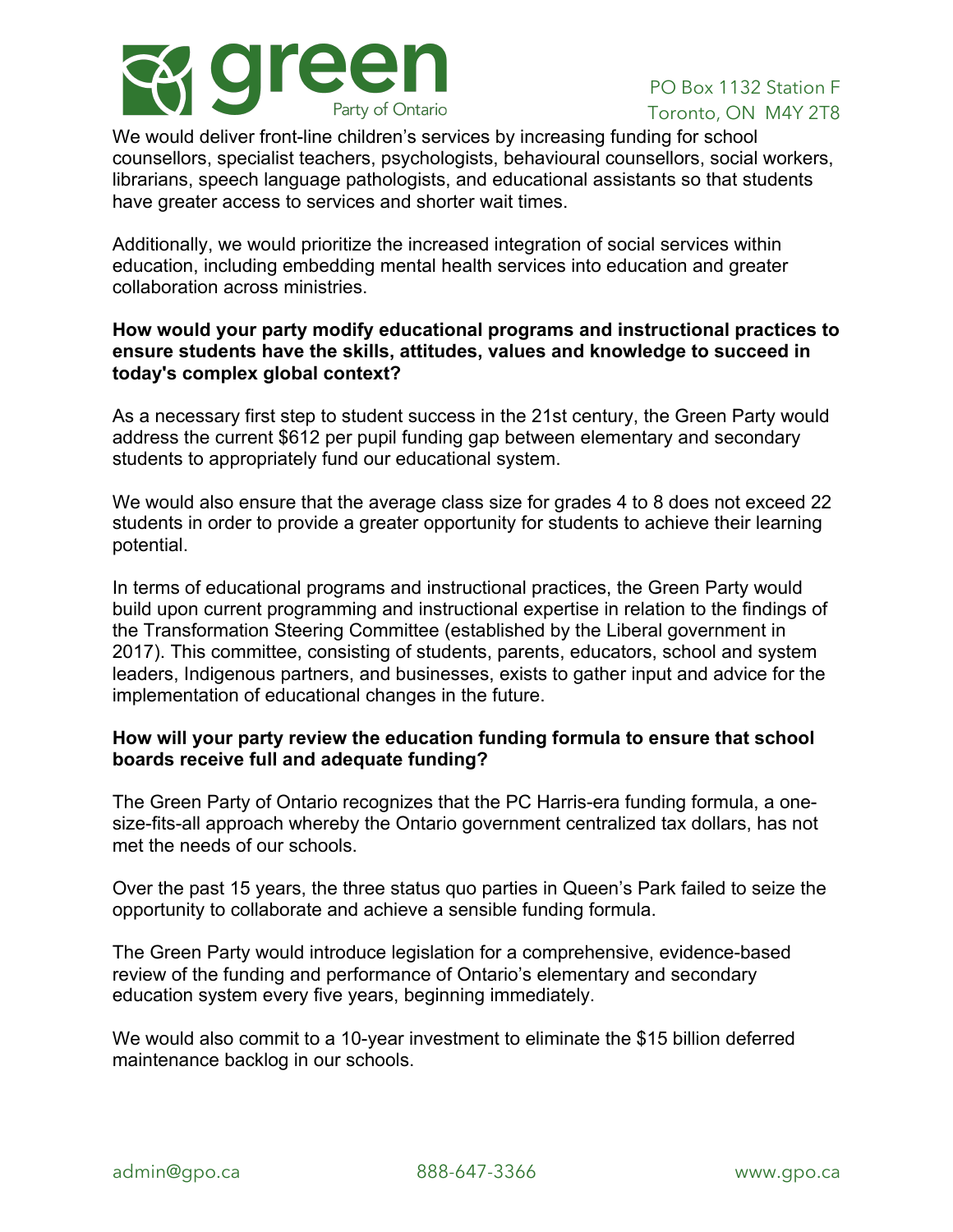We would deliver front-line children's services by increasing funding for school counsellors, specialist teachers, psychologists, behavioural counsellors, social workers, librarians, speech language pathologists, and educational assistants so that students have greater access to services and shorter wait times.

Additionally, we would prioritize the increased integration of social services within education, including embedding mental health services into education and greater collaboration across ministries.

**How would your party modify educational programs and instructional practices to ensure students have the skills, attitudes, values and knowledge to succeed in today's complex global context?**

As a necessary first step to student success in the 21st century, the Green Party would address the current $612 per pupil funding gap between elementary and secondary students to appropriately fund our educational system.

We would also ensure that the average class size for grades 4 to 8 does not exceed 22 students in order to provide a greater opportunity for students to achieve their learning potential.

In terms of educational programs and instructional practices, the Green Party would build upon current programming and instructional expertise in relation to the findings of the Transformation Steering Committee (established by the Liberal government in 2017). This committee, consisting of students, parents, educators, school and system leaders, Indigenous partners, and businesses, exists to gather input and advice for the implementation of educational changes in the future.

**How will your party review the education funding formula to ensure that school boards receive full and adequate funding?**

The Green Party of Ontario recognizes that the PC Harris-era funding formula, a one-size-fits-all approach whereby the Ontario government centralized tax dollars, has not met the needs of our schools.

Over the past 15 years, the three status quo parties in Queen's Park failed to seize the opportunity to collaborate and achieve a sensible funding formula.

The Green Party would introduce legislation for a comprehensive, evidence-based review of the funding and performance of Ontario's elementary and secondary education system every five years, beginning immediately.

We would also commit to a 10-year investment to eliminate the $15 billion deferred maintenance backlog in our schools.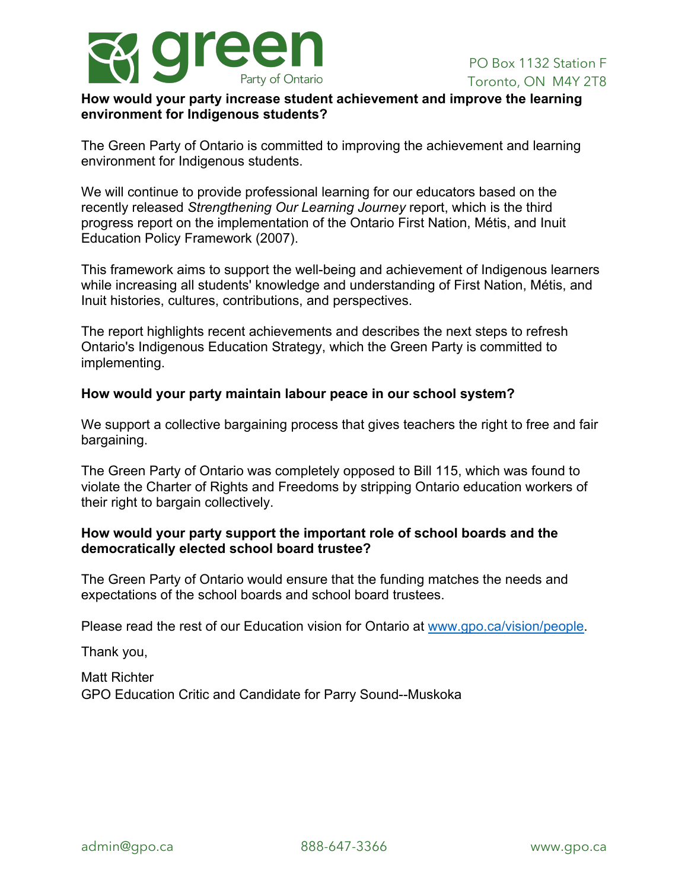**How would your party increase student achievement and improve the learning environment for Indigenous students?**

The Green Party of Ontario is committed to improving the achievement and learning environment for Indigenous students.

We will continue to provide professional learning for our educators based on the recently released *Strengthening Our Learning Journey* report, which is the third progress report on the implementation of the Ontario First Nation, Métis, and Inuit Education Policy Framework (2007).

This framework aims to support the well-being and achievement of Indigenous learners while increasing all students' knowledge and understanding of First Nation, Métis, and Inuit histories, cultures, contributions, and perspectives.

The report highlights recent achievements and describes the next steps to refresh Ontario's Indigenous Education Strategy, which the Green Party is committed to implementing.

**How would your party maintain labour peace in our school system?**

We support a collective bargaining process that gives teachers the right to free and fair bargaining.

The Green Party of Ontario was completely opposed to Bill 115, which was found to violate the Charter of Rights and Freedoms by stripping Ontario education workers of their right to bargain collectively.

**How would your party support the important role of school boards and the democratically elected school board trustee?**

The Green Party of Ontario would ensure that the funding matches the needs and expectations of the school boards and school board trustees.

Please read the rest of our Education vision for Ontario at [www.gpo.ca/vision/people](www.gpo.ca/vision/people).

Thank you,

Matt Richter
GPO Education Critic and Candidate for Parry Sound--Muskoka